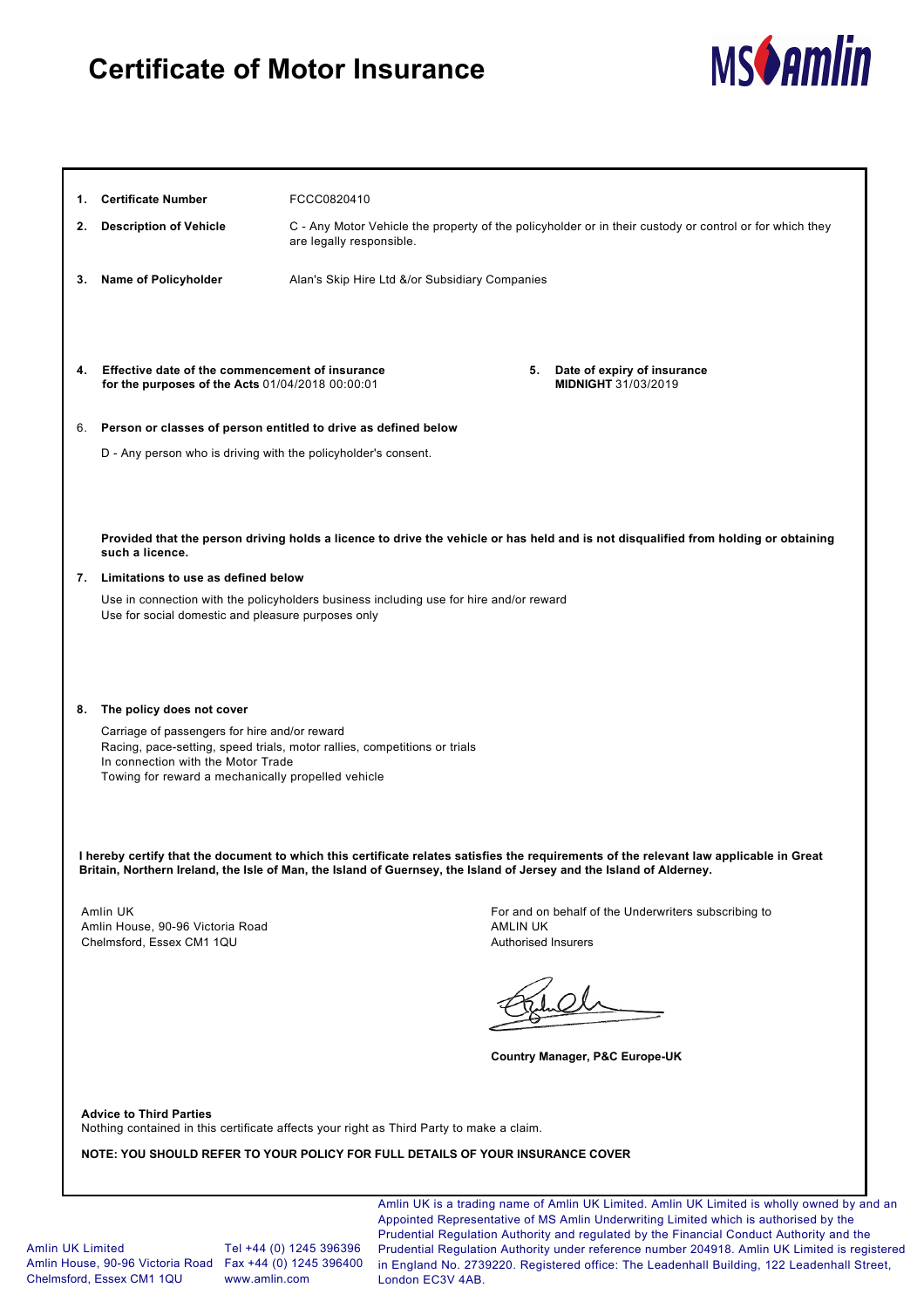# Certificate of Motor Insurance

MS Amlin

1. **Certificate Number** FCCC0820410

2. **Description of Vehicle** C - Any Motor Vehicle the property of the policyholder or in their custody or control or for which they are legally responsible.

3. **Name of Policyholder** Alan's Skip Hire Ltd &/or Subsidiary Companies

4. **Effective date of the commencement of insurance for the purposes of the Acts** 01/04/2018 00:00:01

5. **Date of expiry of insurance** **MIDNIGHT** 31/03/2019

6. **Person or classes of person entitled to drive as defined below**

   D - Any person who is driving with the policyholder's consent.

   **Provided that the person driving holds a licence to drive the vehicle or has held and is not disqualified from holding or obtaining such a licence.**

7. **Limitations to use as defined below**

   Use in connection with the policyholders business including use for hire and/or reward
   Use for social domestic and pleasure purposes only

8. **The policy does not cover**

   Carriage of passengers for hire and/or reward
   Racing, pace-setting, speed trials, motor rallies, competitions or trials
   In connection with the Motor Trade
   Towing for reward a mechanically propelled vehicle

**I hereby certify that the document to which this certificate relates satisfies the requirements of the relevant law applicable in Great Britain, Northern Ireland, the Isle of Man, the Island of Guernsey, the Island of Jersey and the Island of Alderney.**

Amlin UK
Amlin House, 90-96 Victoria Road
Chelmsford, Essex CM1 1QU

For and on behalf of the Underwriters subscribing to
AMLIN UK
Authorised Insurers

**Country Manager, P&C Europe-UK**

**Advice to Third Parties**
Nothing contained in this certificate affects your right as Third Party to make a claim.

**NOTE: YOU SHOULD REFER TO YOUR POLICY FOR FULL DETAILS OF YOUR INSURANCE COVER**

Amlin UK Limited
Amlin House, 90-96 Victoria Road
Chelmsford, Essex CM1 1QU

Tel +44 (0) 1245 396396
Fax +44 (0) 1245 396400
www.amlin.com

Amlin UK is a trading name of Amlin UK Limited. Amlin UK Limited is wholly owned by and an Appointed Representative of MS Amlin Underwriting Limited which is authorised by the Prudential Regulation Authority and regulated by the Financial Conduct Authority and the Prudential Regulation Authority under reference number 204918. Amlin UK Limited is registered in England No. 2739220. Registered office: The Leadenhall Building, 122 Leadenhall Street, London EC3V 4AB.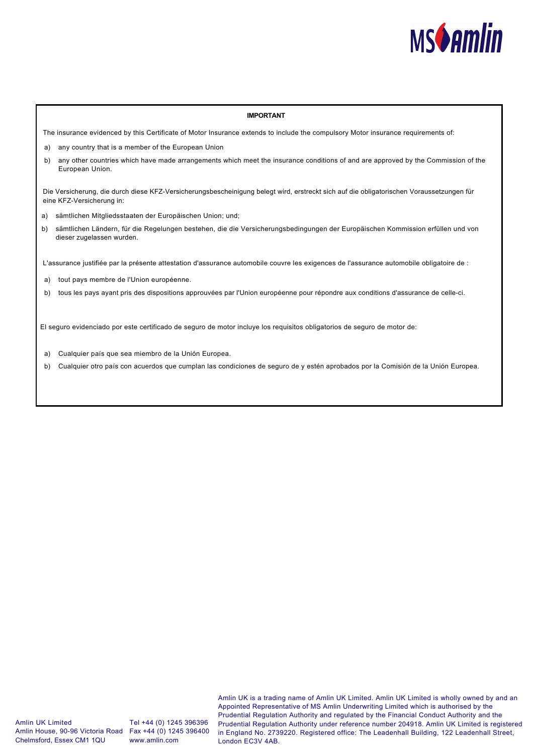**IMPORTANT**

The insurance evidenced by this Certificate of Motor Insurance extends to include the compulsory Motor insurance requirements of:

a) any country that is a member of the European Union

b) any other countries which have made arrangements which meet the insurance conditions of and are approved by the Commission of the European Union.

Die Versicherung, die durch diese KFZ-Versicherungsbescheinigung belegt wird, erstreckt sich auf die obligatorischen Voraussetzungen für eine KFZ-Versicherung in:

a) sämtlichen Mitgliedsstaaten der Europäischen Union; und;

b) sämtlichen Ländern, für die Regelungen bestehen, die die Versicherungsbedingungen der Europäischen Kommission erfüllen und von dieser zugelassen wurden.

L'assurance justifiée par la présente attestation d'assurance automobile couvre les exigences de l'assurance automobile obligatoire de :

a) tout pays membre de l'Union européenne.

b) tous les pays ayant pris des dispositions approuvées par l'Union européenne pour répondre aux conditions d'assurance de celle-ci.

El seguro evidenciado por este certificado de seguro de motor incluye los requisitos obligatorios de seguro de motor de:

a) Cualquier país que sea miembro de la Unión Europea.

b) Cualquier otro país con acuerdos que cumplan las condiciones de seguro de y estén aprobados por la Comisión de la Unión Europea.

Amlin UK Limited
Amlin House, 90-96 Victoria Road
Chelmsford, Essex CM1 1QU

Tel +44 (0) 1245 396396
Fax +44 (0) 1245 396400
www.amlin.com

Amlin UK is a trading name of Amlin UK Limited. Amlin UK Limited is wholly owned by and an Appointed Representative of MS Amlin Underwriting Limited which is authorised by the Prudential Regulation Authority and regulated by the Financial Conduct Authority and the Prudential Regulation Authority under reference number 204918. Amlin UK Limited is registered in England No. 2739220. Registered office: The Leadenhall Building, 122 Leadenhall Street, London EC3V 4AB.